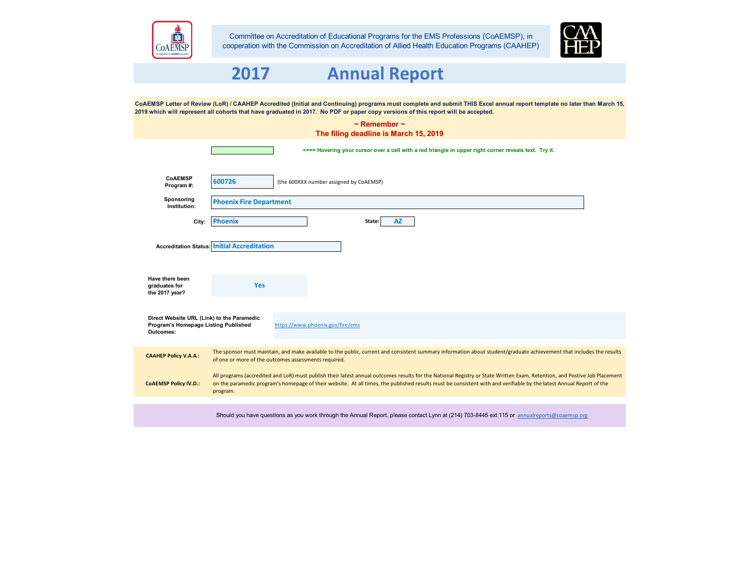Committee on Accreditation of Educational Programs for the EMS Professions (CoAEMSP), in cooperation with the Commission on Accreditation of Allied Health Education Programs (CAAHEP)

# 2017 Annual Report

**CoAEMSP Letter of Review (LoR) / CAAHEP Accredited (Initial and Continuing) programs must complete and submit THIS Excel annual report template no later than March 15, 2019 which will represent all cohorts that have graduated in 2017. No PDF or paper copy versions of this report will be accepted.**

**~ Remember ~**
**The filing deadline is March 15, 2019**

**<=== Hovering your cursor over a cell with a red triangle in upper right corner reveals text. Try it.**

**CoAEMSP Program #:** 600726 (the 600XXX number assigned by CoAEMSP)

**Sponsoring Institution:** Phoenix Fire Department

**City:** Phoenix **State:** AZ

**Accreditation Status:** Initial Accreditation

**Have there been graduates for the 2017 year?** Yes

**Direct Website URL (Link) to the Paramedic Program's Homepage Listing Published Outcomes:** https://www.phoenix.gov/fire/ems

| | |
|---|---|
| **CAAHEP Policy V.A.4.:** | The sponsor must maintain, and make available to the public, current and consistent summary information about student/graduate achievement that includes the results of one or more of the outcomes assessments required. |
| **CoAEMSP Policy IV.D.:** | All programs (accredited and LoR) must publish their latest annual outcomes results for the National Registry or State Written Exam, Retention, and Postive Job Placement on the paramedic program's homepage of their website. At all times, the published results must be consistent with and verifiable by the latest Annual Report of the program. |

Should you have questions as you work through the Annual Report, please contact Lynn at (214) 703-8445 ext 115 or annualreports@coaemsp.org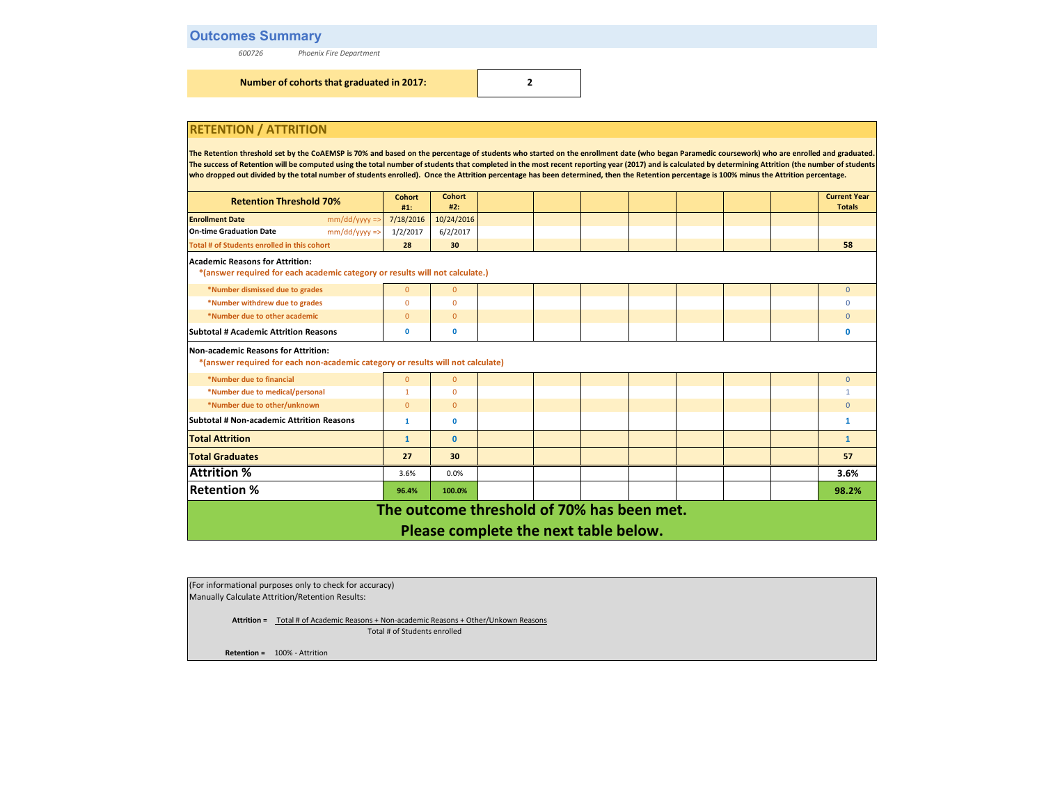## Outcomes Summary

*600726* *Phoenix Fire Department*

| Number of cohorts that graduated in 2017: | 2 |
|---|---|

## RETENTION / ATTRITION

**The Retention threshold set by the CoAEMSP is 70% and based on the percentage of students who started on the enrollment date (who began Paramedic coursework) who are enrolled and graduated. The success of Retention will be computed using the total number of students that completed in the most recent reporting year (2017) and is calculated by determining Attrition (the number of students who dropped out divided by the total number of students enrolled). Once the Attrition percentage has been determined, then the Retention percentage is 100% minus the Attrition percentage.**

| Retention Threshold 70% | | Cohort #1: | Cohort #2: | | | | | | | | Current Year Totals |
|---|---|---|---|---|---|---|---|---|---|---|---|
| **Enrollment Date** | mm/dd/yyyy => | 7/18/2016 | 10/24/2016 | | | | | | | | |
| **On-time Graduation Date** | mm/dd/yyyy => | 1/2/2017 | 6/2/2017 | | | | | | | | |
| Total # of Students enrolled in this cohort | | 28 | 30 | | | | | | | | 58 |
| **Academic Reasons for Attrition:** *(answer required for each academic category or results will not calculate.) | | | | | | | | | | | |
| *Number dismissed due to grades | | 0 | 0 | | | | | | | | 0 |
| *Number withdrew due to grades | | 0 | 0 | | | | | | | | 0 |
| *Number due to other academic | | 0 | 0 | | | | | | | | 0 |
| **Subtotal # Academic Attrition Reasons** | | 0 | 0 | | | | | | | | 0 |
| **Non-academic Reasons for Attrition:** *(answer required for each non-academic category or results will not calculate) | | | | | | | | | | | |
| *Number due to financial | | 0 | 0 | | | | | | | | 0 |
| *Number due to medical/personal | | 1 | 0 | | | | | | | | 1 |
| *Number due to other/unknown | | 0 | 0 | | | | | | | | 0 |
| **Subtotal # Non-academic Attrition Reasons** | | 1 | 0 | | | | | | | | 1 |
| **Total Attrition** | | 1 | 0 | | | | | | | | 1 |
| **Total Graduates** | | 27 | 30 | | | | | | | | 57 |
| **Attrition %** | | 3.6% | 0.0% | | | | | | | | 3.6% |
| **Retention %** | | 96.4% | 100.0% | | | | | | | | 98.2% |

**The outcome threshold of 70% has been met.**
**Please complete the next table below.**

(For informational purposes only to check for accuracy)
Manually Calculate Attrition/Retention Results:

$$\textbf{Attrition} = \frac{\text{Total \# of Academic Reasons + Non-academic Reasons + Other/Unkown Reasons}}{\text{Total \# of Students enrolled}}$$

**Retention =** 100% - Attrition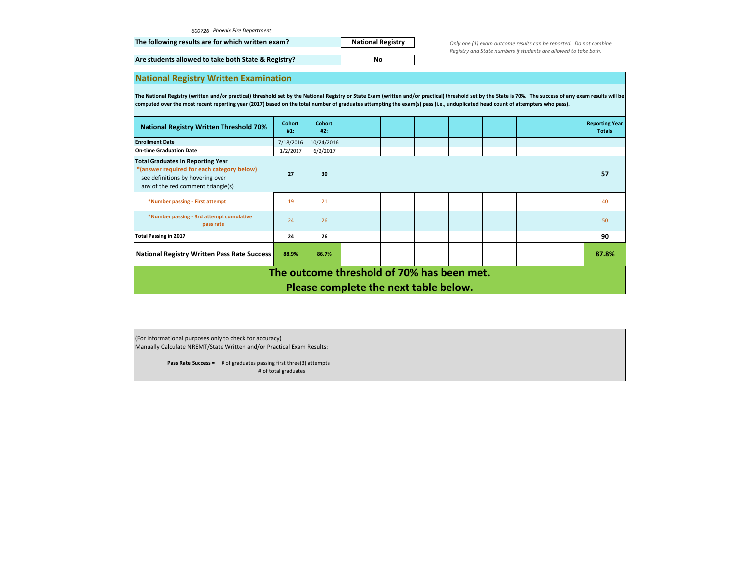*600726 Phoenix Fire Department*

| The following results are for which written exam? | National Registry |
|---|---|
| Are students allowed to take both State & Registry? | No |

*Only one (1) exam outcome results can be reported. Do not combine Registry and State numbers if students are allowed to take both.*

## National Registry Written Examination

**The National Registry (written and/or practical) threshold set by the National Registry or State Exam (written and/or practical) threshold set by the State is 70%. The success of any exam results will be computed over the most recent reporting year (2017) based on the total number of graduates attempting the exam(s) pass (i.e., unduplicated head count of attempters who pass).**

| National Registry Written Threshold 70% | Cohort #1: | Cohort #2: | | | | | | | Reporting Year Totals |
|---|---|---|---|---|---|---|---|---|---|
| **Enrollment Date** | 7/18/2016 | 10/24/2016 | | | | | | | |
| **On-time Graduation Date** | 1/2/2017 | 6/2/2017 | | | | | | | |
| **Total Graduates in Reporting Year** *(answer required for each category below) see definitions by hovering over any of the red comment triangle(s) | 27 | 30 | | | | | | | 57 |
| *Number passing - First attempt | 19 | 21 | | | | | | | 40 |
| *Number passing - 3rd attempt cumulative pass rate | 24 | 26 | | | | | | | 50 |
| **Total Passing in 2017** | 24 | 26 | | | | | | | 90 |
| **National Registry Written Pass Rate Success** | 88.9% | 86.7% | | | | | | | 87.8% |

**The outcome threshold of 70% has been met.**

**Please complete the next table below.**

(For informational purposes only to check for accuracy)
Manually Calculate NREMT/State Written and/or Practical Exam Results:

$$\textbf{Pass Rate Success} = \frac{\text{\# of graduates passing first three(3) attempts}}{\text{\# of total graduates}}$$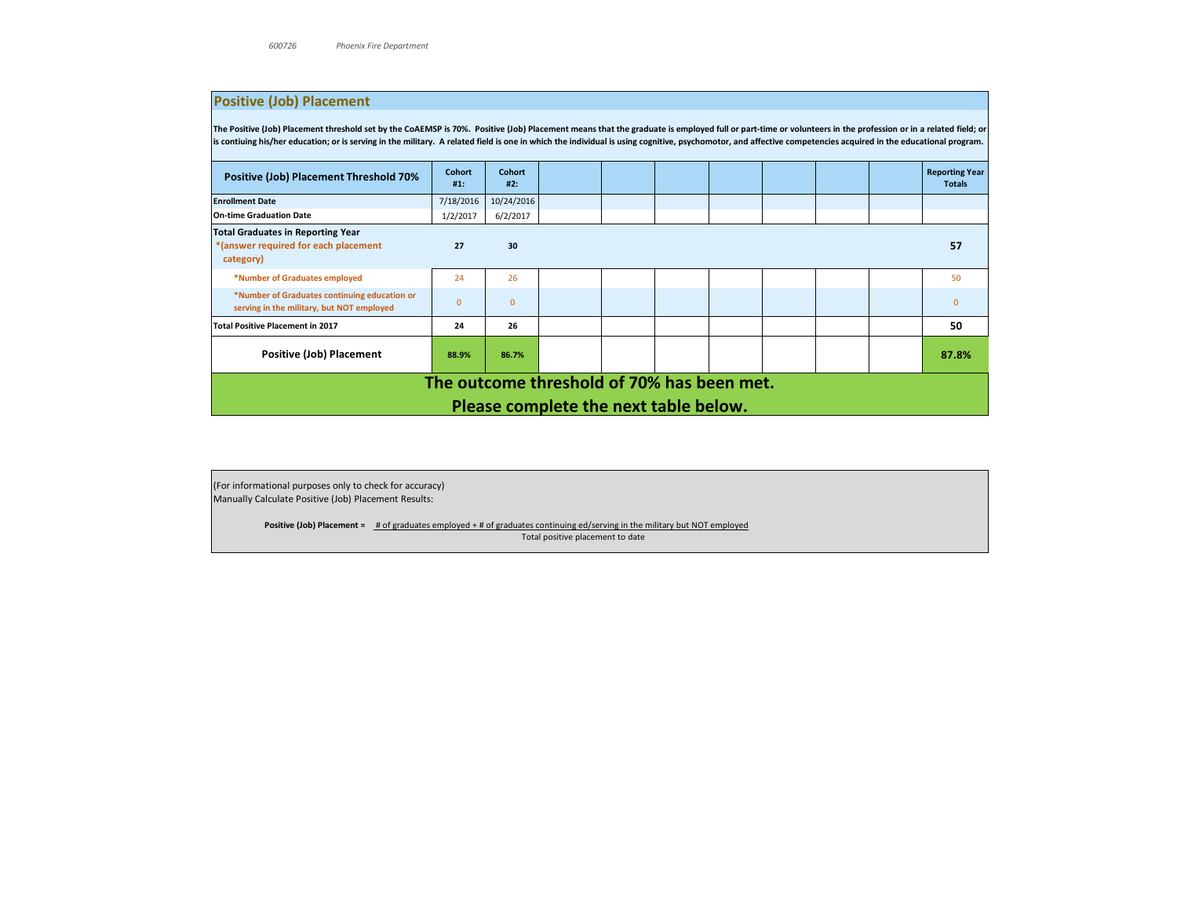## Positive (Job) Placement

**The Positive (Job) Placement threshold set by the CoAEMSP is 70%. Positive (Job) Placement means that the graduate is employed full or part-time or volunteers in the profession or in a related field; or is contiuing his/her education; or is serving in the military. A related field is one in which the individual is using cognitive, psychomotor, and affective competencies acquired in the educational program.**

| Positive (Job) Placement Threshold 70% | Cohort #1: | Cohort #2: | | | | | | | Reporting Year Totals |
|---|---|---|---|---|---|---|---|---|---|
| **Enrollment Date** | 7/18/2016 | 10/24/2016 | | | | | | | |
| **On-time Graduation Date** | 1/2/2017 | 6/2/2017 | | | | | | | |
| **Total Graduates in Reporting Year** *(answer required for each placement category) | **27** | **30** | | | | | | | **57** |
| *Number of Graduates employed | 24 | 26 | | | | | | | 50 |
| *Number of Graduates continuing education or serving in the military, but NOT employed | 0 | 0 | | | | | | | 0 |
| **Total Positive Placement in 2017** | **24** | **26** | | | | | | | **50** |
| **Positive (Job) Placement** | **88.9%** | **86.7%** | | | | | | | **87.8%** |

**The outcome threshold of 70% has been met.**
**Please complete the next table below.**

(For informational purposes only to check for accuracy)
Manually Calculate Positive (Job) Placement Results:

**Positive (Job) Placement =** # of graduates employed + # of graduates continuing ed/serving in the military but NOT employed / Total positive placement to date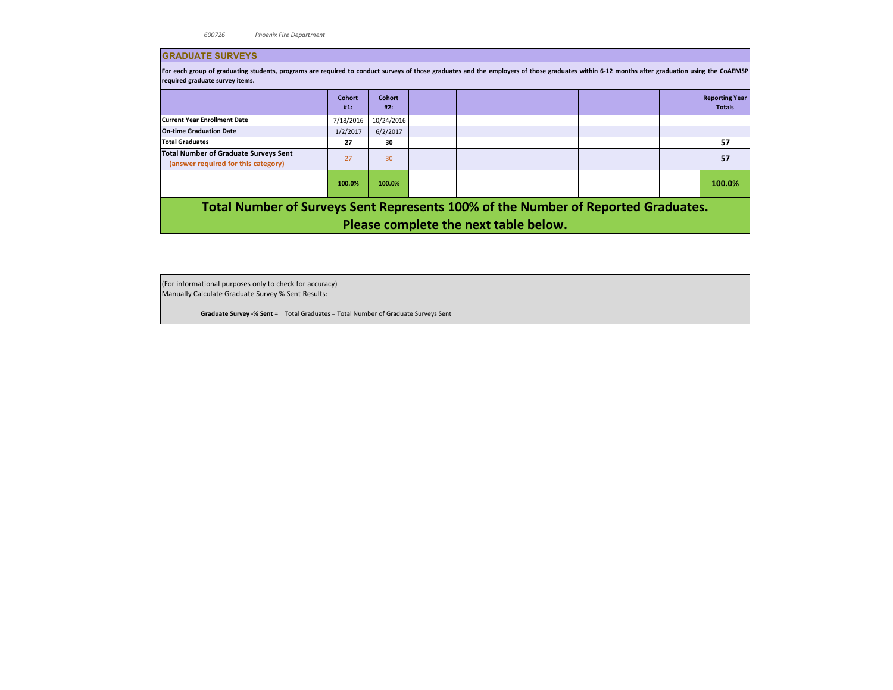## GRADUATE SURVEYS

**For each group of graduating students, programs are required to conduct surveys of those graduates and the employers of those graduates within 6-12 months after graduation using the CoAEMSP required graduate survey items.**

| | Cohort #1: | Cohort #2: | | | | | | | | Reporting Year Totals |
|---|---|---|---|---|---|---|---|---|---|---|
| **Current Year Enrollment Date** | 7/18/2016 | 10/24/2016 | | | | | | | | |
| **On-time Graduation Date** | 1/2/2017 | 6/2/2017 | | | | | | | | |
| **Total Graduates** | **27** | **30** | | | | | | | | **57** |
| **Total Number of Graduate Surveys Sent** (answer required for this category) | 27 | 30 | | | | | | | | **57** |
| | **100.0%** | **100.0%** | | | | | | | | **100.0%** |

**Total Number of Surveys Sent Represents 100% of the Number of Reported Graduates. Please complete the next table below.**

(For informational purposes only to check for accuracy)
Manually Calculate Graduate Survey % Sent Results:

**Graduate Survey -% Sent =** Total Graduates = Total Number of Graduate Surveys Sent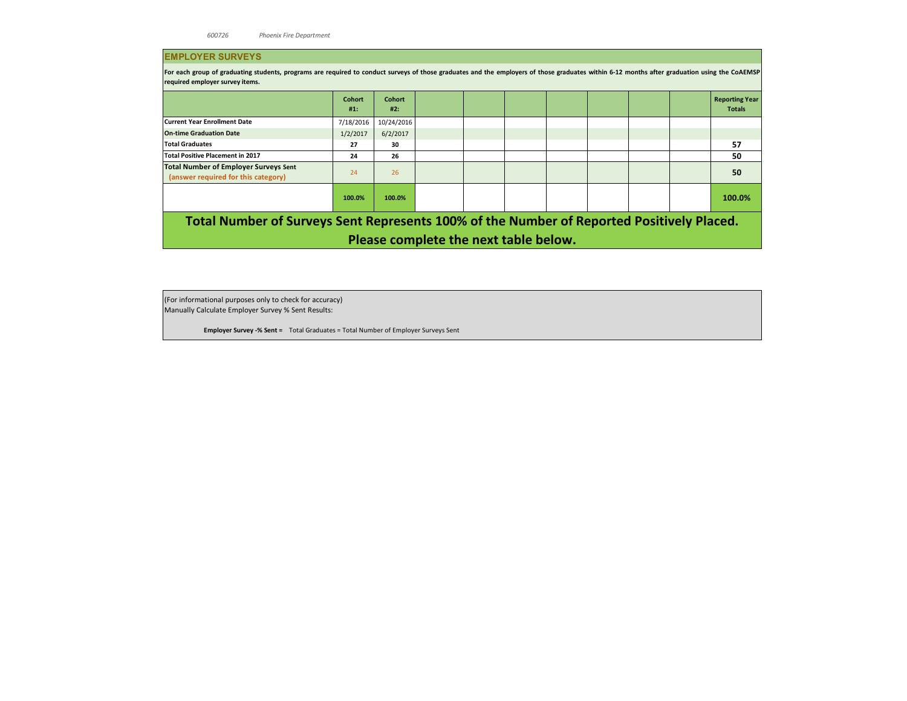## EMPLOYER SURVEYS

**For each group of graduating students, programs are required to conduct surveys of those graduates and the employers of those graduates within 6-12 months after graduation using the CoAEMSP required employer survey items.**

| | Cohort #1: | Cohort #2: | | | | | | | | Reporting Year Totals |
|---|---|---|---|---|---|---|---|---|---|---|
| **Current Year Enrollment Date** | 7/18/2016 | 10/24/2016 | | | | | | | | |
| **On-time Graduation Date** | 1/2/2017 | 6/2/2017 | | | | | | | | |
| **Total Graduates** | **27** | **30** | | | | | | | | **57** |
| **Total Positive Placement in 2017** | **24** | **26** | | | | | | | | **50** |
| **Total Number of Employer Surveys Sent** (answer required for this category) | 24 | 26 | | | | | | | | **50** |
| | **100.0%** | **100.0%** | | | | | | | | **100.0%** |

**Total Number of Surveys Sent Represents 100% of the Number of Reported Positively Placed. Please complete the next table below.**

(For informational purposes only to check for accuracy)
Manually Calculate Employer Survey % Sent Results:

**Employer Survey -% Sent =** Total Graduates = Total Number of Employer Surveys Sent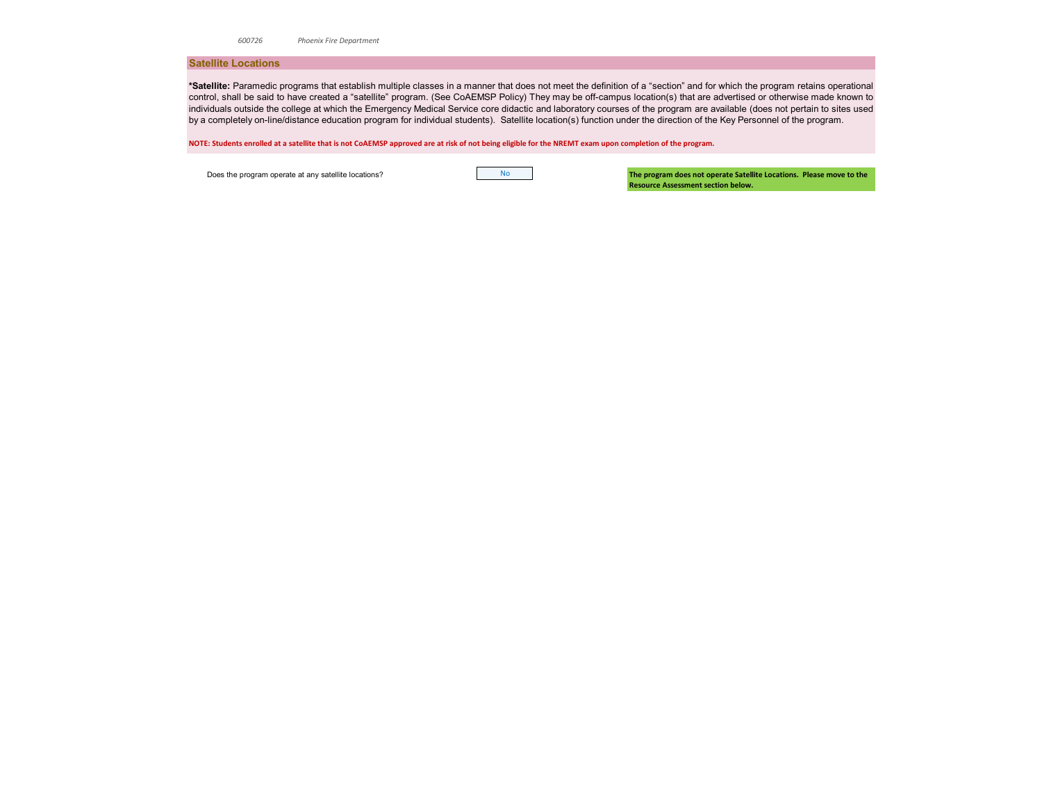600726 *Phoenix Fire Department*

## Satellite Locations

**\*Satellite:** Paramedic programs that establish multiple classes in a manner that does not meet the definition of a "section" and for which the program retains operational control, shall be said to have created a "satellite" program. (See CoAEMSP Policy) They may be off-campus location(s) that are advertised or otherwise made known to individuals outside the college at which the Emergency Medical Service core didactic and laboratory courses of the program are available (does not pertain to sites used by a completely on-line/distance education program for individual students). Satellite location(s) function under the direction of the Key Personnel of the program.

**NOTE: Students enrolled at a satellite that is not CoAEMSP approved are at risk of not being eligible for the NREMT exam upon completion of the program.**

| Does the program operate at any satellite locations? | No | **The program does not operate Satellite Locations. Please move to the Resource Assessment section below.** |
|---|---|---|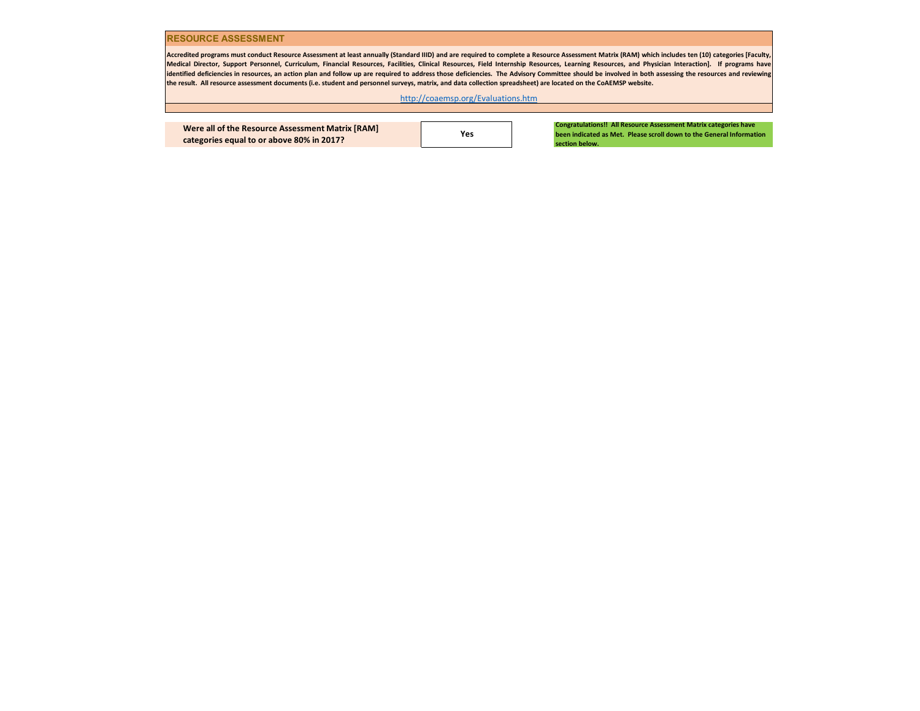## RESOURCE ASSESSMENT

**Accredited programs must conduct Resource Assessment at least annually (Standard IIID) and are required to complete a Resource Assessment Matrix (RAM) which includes ten (10) categories [Faculty, Medical Director, Support Personnel, Curriculum, Financial Resources, Facilities, Clinical Resources, Field Internship Resources, Learning Resources, and Physician Interaction]. If programs have identified deficiencies in resources, an action plan and follow up are required to address those deficiencies. The Advisory Committee should be involved in both assessing the resources and reviewing the result. All resource assessment documents (i.e. student and personnel surveys, matrix, and data collection spreadsheet) are located on the CoAEMSP website.**

http://coaemsp.org/Evaluations.htm

| Were all of the Resource Assessment Matrix [RAM] categories equal to or above 80% in 2017? | Yes | Congratulations!! All Resource Assessment Matrix categories have been indicated as Met. Please scroll down to the General Information section below. |
|---|---|---|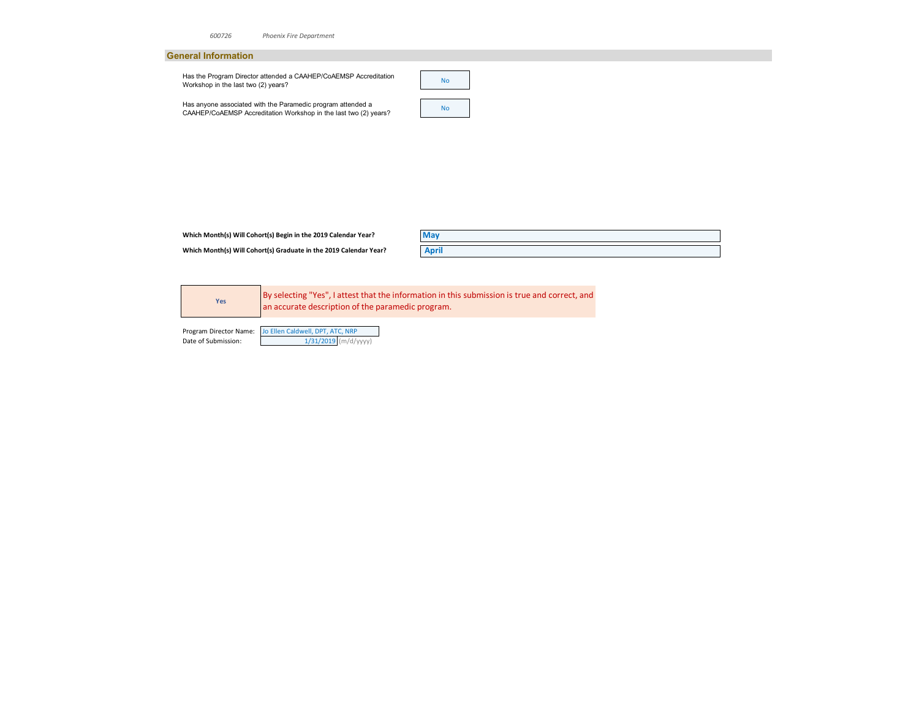*600726* *Phoenix Fire Department*

## General Information

| | |
|---|---|
| Has the Program Director attended a CAAHEP/CoAEMSP Accreditation Workshop in the last two (2) years? | No |
| Has anyone associated with the Paramedic program attended a CAAHEP/CoAEMSP Accreditation Workshop in the last two (2) years? | No |

| | |
|---|---|
| **Which Month(s) Will Cohort(s) Begin in the 2019 Calendar Year?** | May |
| **Which Month(s) Will Cohort(s) Graduate in the 2019 Calendar Year?** | April |

| | |
|---|---|
| **Yes** | By selecting "Yes", I attest that the information in this submission is true and correct, and an accurate description of the paramedic program. |

Program Director Name: Jo Ellen Caldwell, DPT, ATC, NRP

Date of Submission: 1/31/2019 (m/d/yyyy)